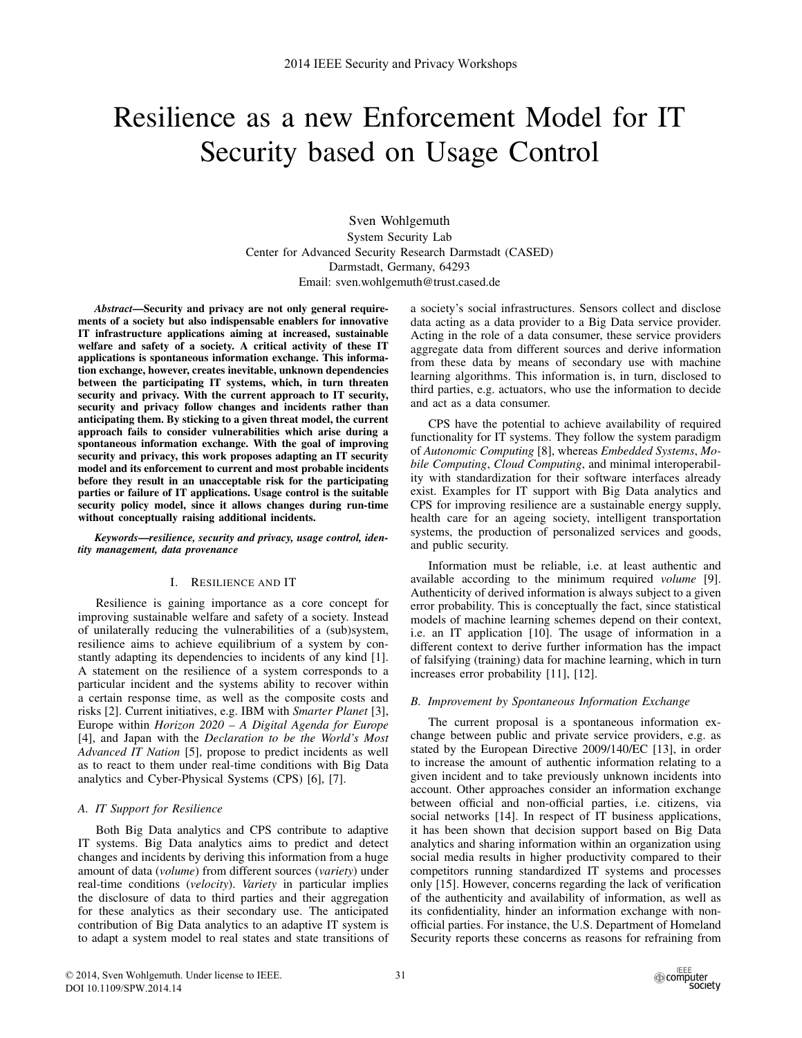# Resilience as a new Enforcement Model for IT Security based on Usage Control

Sven Wohlgemuth
System Security Lab
Center for Advanced Security Research Darmstadt (CASED)
Darmstadt, Germany, 64293
Email: sven.wohlgemuth@trust.cased.de

***Abstract*—Security and privacy are not only general requirements of a society but also indispensable enablers for innovative IT infrastructure applications aiming at increased, sustainable welfare and safety of a society. A critical activity of these IT applications is spontaneous information exchange. This information exchange, however, creates inevitable, unknown dependencies between the participating IT systems, which, in turn threaten security and privacy. With the current approach to IT security, security and privacy follow changes and incidents rather than anticipating them. By sticking to a given threat model, the current approach fails to consider vulnerabilities which arise during a spontaneous information exchange. With the goal of improving security and privacy, this work proposes adapting an IT security model and its enforcement to current and most probable incidents before they result in an unacceptable risk for the participating parties or failure of IT applications. Usage control is the suitable security policy model, since it allows changes during run-time without conceptually raising additional incidents.**

***Keywords*—*resilience, security and privacy, usage control, identity management, data provenance***

## I. Resilience and IT

Resilience is gaining importance as a core concept for improving sustainable welfare and safety of a society. Instead of unilaterally reducing the vulnerabilities of a (sub)system, resilience aims to achieve equilibrium of a system by constantly adapting its dependencies to incidents of any kind [1]. A statement on the resilience of a system corresponds to a particular incident and the systems ability to recover within a certain response time, as well as the composite costs and risks [2]. Current initiatives, e.g. IBM with *Smarter Planet* [3], Europe within *Horizon 2020 – A Digital Agenda for Europe* [4], and Japan with the *Declaration to be the World's Most Advanced IT Nation* [5], propose to predict incidents as well as to react to them under real-time conditions with Big Data analytics and Cyber-Physical Systems (CPS) [6], [7].

### A. IT Support for Resilience

Both Big Data analytics and CPS contribute to adaptive IT systems. Big Data analytics aims to predict and detect changes and incidents by deriving this information from a huge amount of data (*volume*) from different sources (*variety*) under real-time conditions (*velocity*). *Variety* in particular implies the disclosure of data to third parties and their aggregation for these analytics as their secondary use. The anticipated contribution of Big Data analytics to an adaptive IT system is to adapt a system model to real states and state transitions of a society's social infrastructures. Sensors collect and disclose data acting as a data provider to a Big Data service provider. Acting in the role of a data consumer, these service providers aggregate data from different sources and derive information from these data by means of secondary use with machine learning algorithms. This information is, in turn, disclosed to third parties, e.g. actuators, who use the information to decide and act as a data consumer.

CPS have the potential to achieve availability of required functionality for IT systems. They follow the system paradigm of *Autonomic Computing* [8], whereas *Embedded Systems*, *Mobile Computing*, *Cloud Computing*, and minimal interoperability with standardization for their software interfaces already exist. Examples for IT support with Big Data analytics and CPS for improving resilience are a sustainable energy supply, health care for an ageing society, intelligent transportation systems, the production of personalized services and goods, and public security.

Information must be reliable, i.e. at least authentic and available according to the minimum required *volume* [9]. Authenticity of derived information is always subject to a given error probability. This is conceptually the fact, since statistical models of machine learning schemes depend on their context, i.e. an IT application [10]. The usage of information in a different context to derive further information has the impact of falsifying (training) data for machine learning, which in turn increases error probability [11], [12].

### B. Improvement by Spontaneous Information Exchange

The current proposal is a spontaneous information exchange between public and private service providers, e.g. as stated by the European Directive 2009/140/EC [13], in order to increase the amount of authentic information relating to a given incident and to take previously unknown incidents into account. Other approaches consider an information exchange between official and non-official parties, i.e. citizens, via social networks [14]. In respect of IT business applications, it has been shown that decision support based on Big Data analytics and sharing information within an organization using social media results in higher productivity compared to their competitors running standardized IT systems and processes only [15]. However, concerns regarding the lack of verification of the authenticity and availability of information, as well as its confidentiality, hinder an information exchange with non-official parties. For instance, the U.S. Department of Homeland Security reports these concerns as reasons for refraining from

© 2014, Sven Wohlgemuth. Under license to IEEE.
DOI 10.1109/SPW.2014.14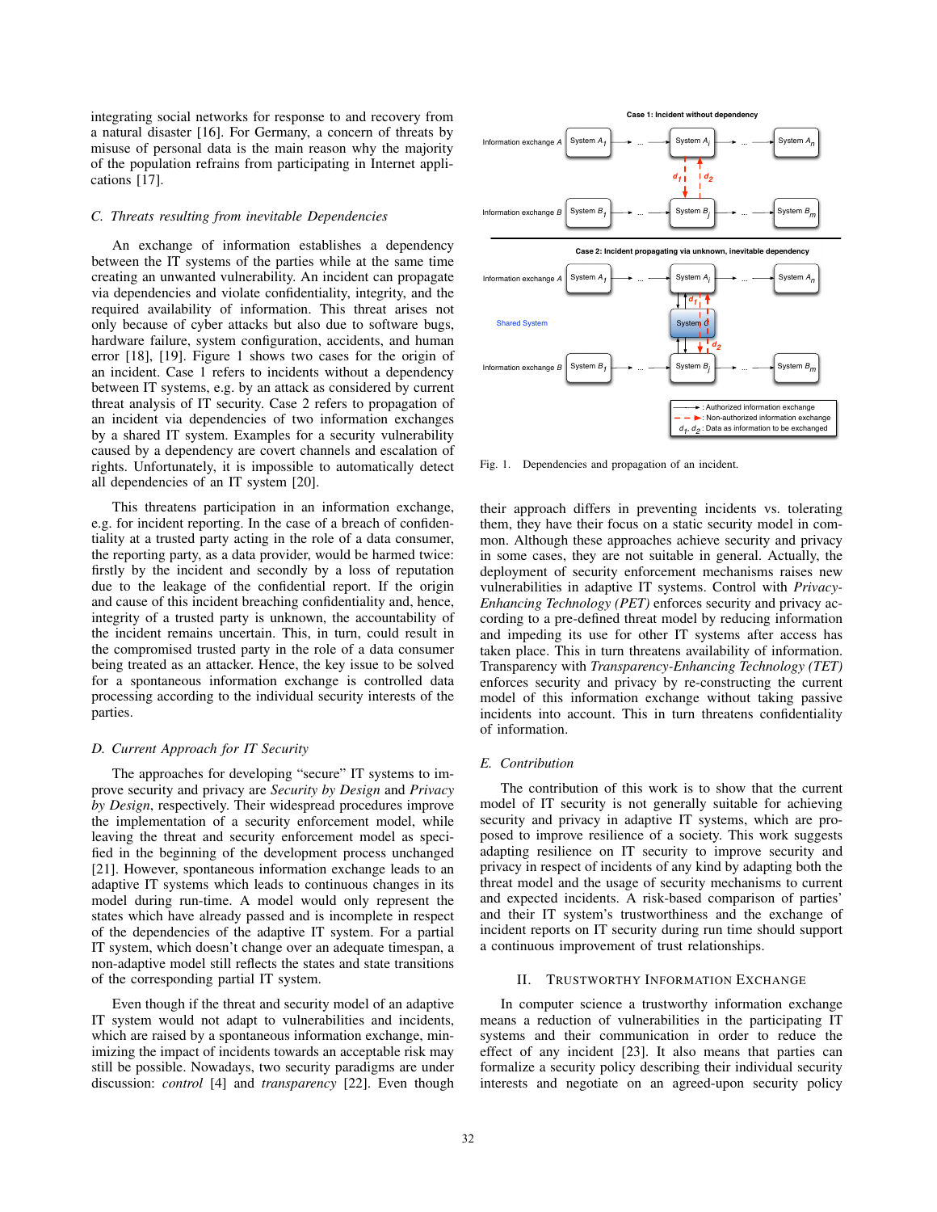integrating social networks for response to and recovery from a natural disaster [16]. For Germany, a concern of threats by misuse of personal data is the main reason why the majority of the population refrains from participating in Internet applications [17].

### C. Threats resulting from inevitable Dependencies

An exchange of information establishes a dependency between the IT systems of the parties while at the same time creating an unwanted vulnerability. An incident can propagate via dependencies and violate confidentiality, integrity, and the required availability of information. This threat arises not only because of cyber attacks but also due to software bugs, hardware failure, system configuration, accidents, and human error [18], [19]. Figure 1 shows two cases for the origin of an incident. Case 1 refers to incidents without a dependency between IT systems, e.g. by an attack as considered by current threat analysis of IT security. Case 2 refers to propagation of an incident via dependencies of two information exchanges by a shared IT system. Examples for a security vulnerability caused by a dependency are covert channels and escalation of rights. Unfortunately, it is impossible to automatically detect all dependencies of an IT system [20].

This threatens participation in an information exchange, e.g. for incident reporting. In the case of a breach of confidentiality at a trusted party acting in the role of a data consumer, the reporting party, as a data provider, would be harmed twice: firstly by the incident and secondly by a loss of reputation due to the leakage of the confidential report. If the origin and cause of this incident breaching confidentiality and, hence, integrity of a trusted party is unknown, the accountability of the incident remains uncertain. This, in turn, could result in the compromised trusted party in the role of a data consumer being treated as an attacker. Hence, the key issue to be solved for a spontaneous information exchange is controlled data processing according to the individual security interests of the parties.

### D. Current Approach for IT Security

The approaches for developing "secure" IT systems to improve security and privacy are *Security by Design* and *Privacy by Design*, respectively. Their widespread procedures improve the implementation of a security enforcement model, while leaving the threat and security enforcement model as specified in the beginning of the development process unchanged [21]. However, spontaneous information exchange leads to an adaptive IT systems which leads to continuous changes in its model during run-time. A model would only represent the states which have already passed and is incomplete in respect of the dependencies of the adaptive IT system. For a partial IT system, which doesn't change over an adequate timespan, a non-adaptive model still reflects the states and state transitions of the corresponding partial IT system.

Even though if the threat and security model of an adaptive IT system would not adapt to vulnerabilities and incidents, which are raised by a spontaneous information exchange, minimizing the impact of incidents towards an acceptable risk may still be possible. Nowadays, two security paradigms are under discussion: *control* [4] and *transparency* [22]. Even though their approach differs in preventing incidents vs. tolerating them, they have their focus on a static security model in common. Although these approaches achieve security and privacy in some cases, they are not suitable in general. Actually, the deployment of security enforcement mechanisms raises new vulnerabilities in adaptive IT systems. Control with *Privacy-Enhancing Technology (PET)* enforces security and privacy according to a pre-defined threat model by reducing information and impeding its use for other IT systems after access has taken place. This in turn threatens availability of information. Transparency with *Transparency-Enhancing Technology (TET)* enforces security and privacy by re-constructing the current model of this information exchange without taking passive incidents into account. This in turn threatens confidentiality of information.

Case 1: Incident without dependency

Information exchange A — System $A_1$ → ... → System $A_i$ → ... → System $A_n$

Information exchange B — System $B_1$ → ... → System $B_j$ → ... → System $B_m$

$d_1$, $d_2$

Case 2: Incident propagating via unknown, inevitable dependency

Information exchange A — System $A_1$ → ... → System $A_i$ → ... → System $A_n$

Shared System — System C

Information exchange B — System $B_1$ → ... → System $B_j$ → ... → System $B_m$

$d_1$, $d_2$

→ : Authorized information exchange

- - → : Non-authorized information exchange

$d_1$, $d_2$ : Data as information to be exchanged

Fig. 1. Dependencies and propagation of an incident.

### E. Contribution

The contribution of this work is to show that the current model of IT security is not generally suitable for achieving security and privacy in adaptive IT systems, which are proposed to improve resilience of a society. This work suggests adapting resilience on IT security to improve security and privacy in respect of incidents of any kind by adapting both the threat model and the usage of security mechanisms to current and expected incidents. A risk-based comparison of parties' and their IT system's trustworthiness and the exchange of incident reports on IT security during run time should support a continuous improvement of trust relationships.

## II. Trustworthy Information Exchange

In computer science a trustworthy information exchange means a reduction of vulnerabilities in the participating IT systems and their communication in order to reduce the effect of any incident [23]. It also means that parties can formalize a security policy describing their individual security interests and negotiate on an agreed-upon security policy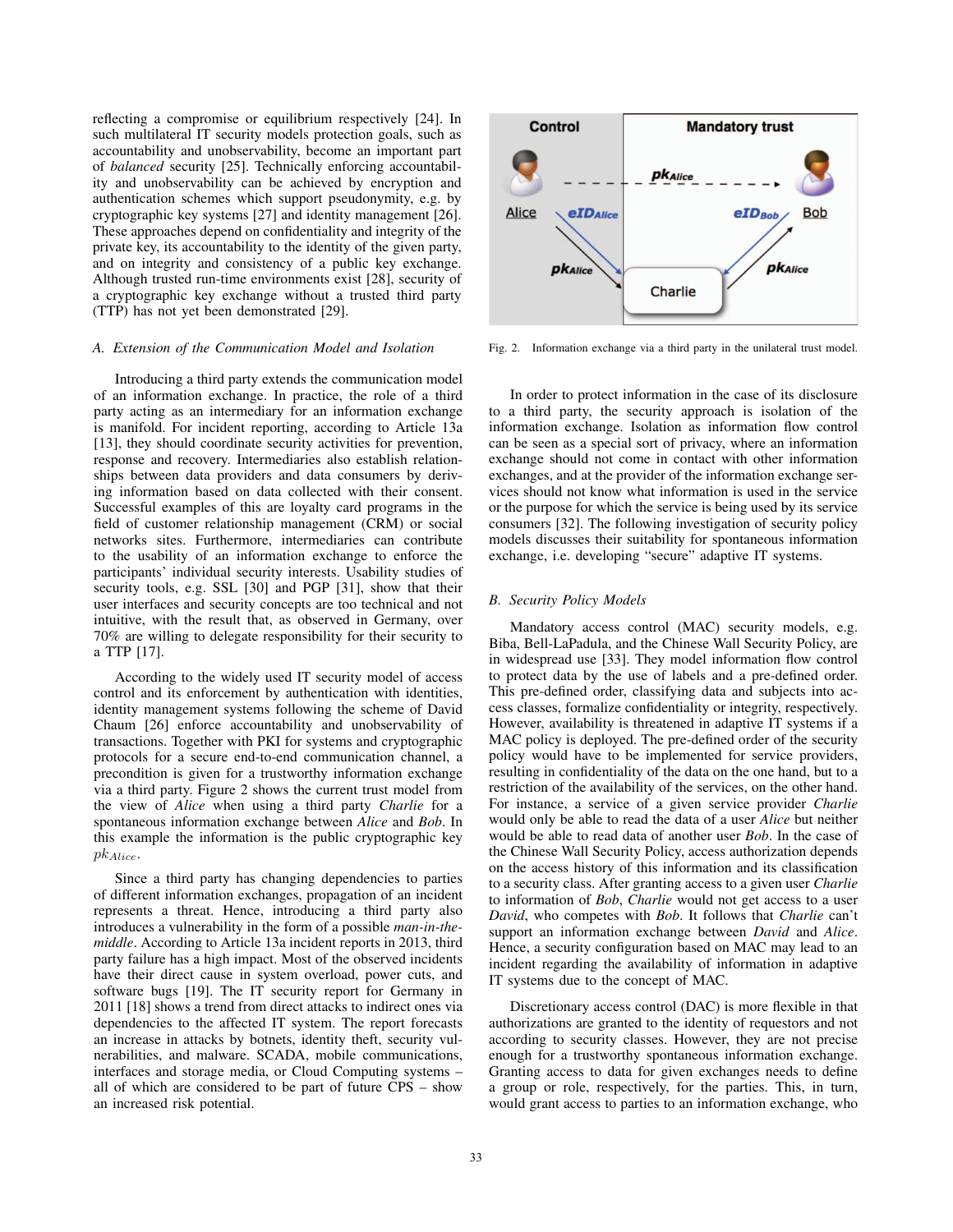reflecting a compromise or equilibrium respectively [24]. In such multilateral IT security models protection goals, such as accountability and unobservability, become an important part of *balanced* security [25]. Technically enforcing accountability and unobservability can be achieved by encryption and authentication schemes which support pseudonymity, e.g. by cryptographic key systems [27] and identity management [26]. These approaches depend on confidentiality and integrity of the private key, its accountability to the identity of the given party, and on integrity and consistency of a public key exchange. Although trusted run-time environments exist [28], security of a cryptographic key exchange without a trusted third party (TTP) has not yet been demonstrated [29].

### A. Extension of the Communication Model and Isolation

Introducing a third party extends the communication model of an information exchange. In practice, the role of a third party acting as an intermediary for an information exchange is manifold. For incident reporting, according to Article 13a [13], they should coordinate security activities for prevention, response and recovery. Intermediaries also establish relationships between data providers and data consumers by deriving information based on data collected with their consent. Successful examples of this are loyalty card programs in the field of customer relationship management (CRM) or social networks sites. Furthermore, intermediaries can contribute to the usability of an information exchange to enforce the participants' individual security interests. Usability studies of security tools, e.g. SSL [30] and PGP [31], show that their user interfaces and security concepts are too technical and not intuitive, with the result that, as observed in Germany, over 70% are willing to delegate responsibility for their security to a TTP [17].

According to the widely used IT security model of access control and its enforcement by authentication with identities, identity management systems following the scheme of David Chaum [26] enforce accountability and unobservability of transactions. Together with PKI for systems and cryptographic protocols for a secure end-to-end communication channel, a precondition is given for a trustworthy information exchange via a third party. Figure 2 shows the current trust model from the view of *Alice* when using a third party *Charlie* for a spontaneous information exchange between *Alice* and *Bob*. In this example the information is the public cryptographic key $pk_{Alice}$.

Since a third party has changing dependencies to parties of different information exchanges, propagation of an incident represents a threat. Hence, introducing a third party also introduces a vulnerability in the form of a possible *man-in-the-middle*. According to Article 13a incident reports in 2013, third party failure has a high impact. Most of the observed incidents have their direct cause in system overload, power cuts, and software bugs [19]. The IT security report for Germany in 2011 [18] shows a trend from direct attacks to indirect ones via dependencies to the affected IT system. The report forecasts an increase in attacks by botnets, identity theft, security vulnerabilities, and malware. SCADA, mobile communications, interfaces and storage media, or Cloud Computing systems – all of which are considered to be part of future CPS – show an increased risk potential.

Control
Mandatory trust
Alice
Bob
Charlie
$pk_{Alice}$
$eID_{Alice}$
$eID_{Bob}$
$pk_{Alice}$
$pk_{Alice}$

Fig. 2. Information exchange via a third party in the unilateral trust model.

In order to protect information in the case of its disclosure to a third party, the security approach is isolation of the information exchange. Isolation as information flow control can be seen as a special sort of privacy, where an information exchange should not come in contact with other information exchanges, and at the provider of the information exchange services should not know what information is used in the service or the purpose for which the service is being used by its service consumers [32]. The following investigation of security policy models discusses their suitability for spontaneous information exchange, i.e. developing "secure" adaptive IT systems.

### B. Security Policy Models

Mandatory access control (MAC) security models, e.g. Biba, Bell-LaPadula, and the Chinese Wall Security Policy, are in widespread use [33]. They model information flow control to protect data by the use of labels and a pre-defined order. This pre-defined order, classifying data and subjects into access classes, formalize confidentiality or integrity, respectively. However, availability is threatened in adaptive IT systems if a MAC policy is deployed. The pre-defined order of the security policy would have to be implemented for service providers, resulting in confidentiality of the data on the one hand, but to a restriction of the availability of the services, on the other hand. For instance, a service of a given service provider *Charlie* would only be able to read the data of a user *Alice* but neither would be able to read data of another user *Bob*. In the case of the Chinese Wall Security Policy, access authorization depends on the access history of this information and its classification to a security class. After granting access to a given user *Charlie* to information of *Bob*, *Charlie* would not get access to a user *David*, who competes with *Bob*. It follows that *Charlie* can't support an information exchange between *David* and *Alice*. Hence, a security configuration based on MAC may lead to an incident regarding the availability of information in adaptive IT systems due to the concept of MAC.

Discretionary access control (DAC) is more flexible in that authorizations are granted to the identity of requestors and not according to security classes. However, they are not precise enough for a trustworthy spontaneous information exchange. Granting access to data for given exchanges needs to define a group or role, respectively, for the parties. This, in turn, would grant access to parties to an information exchange, who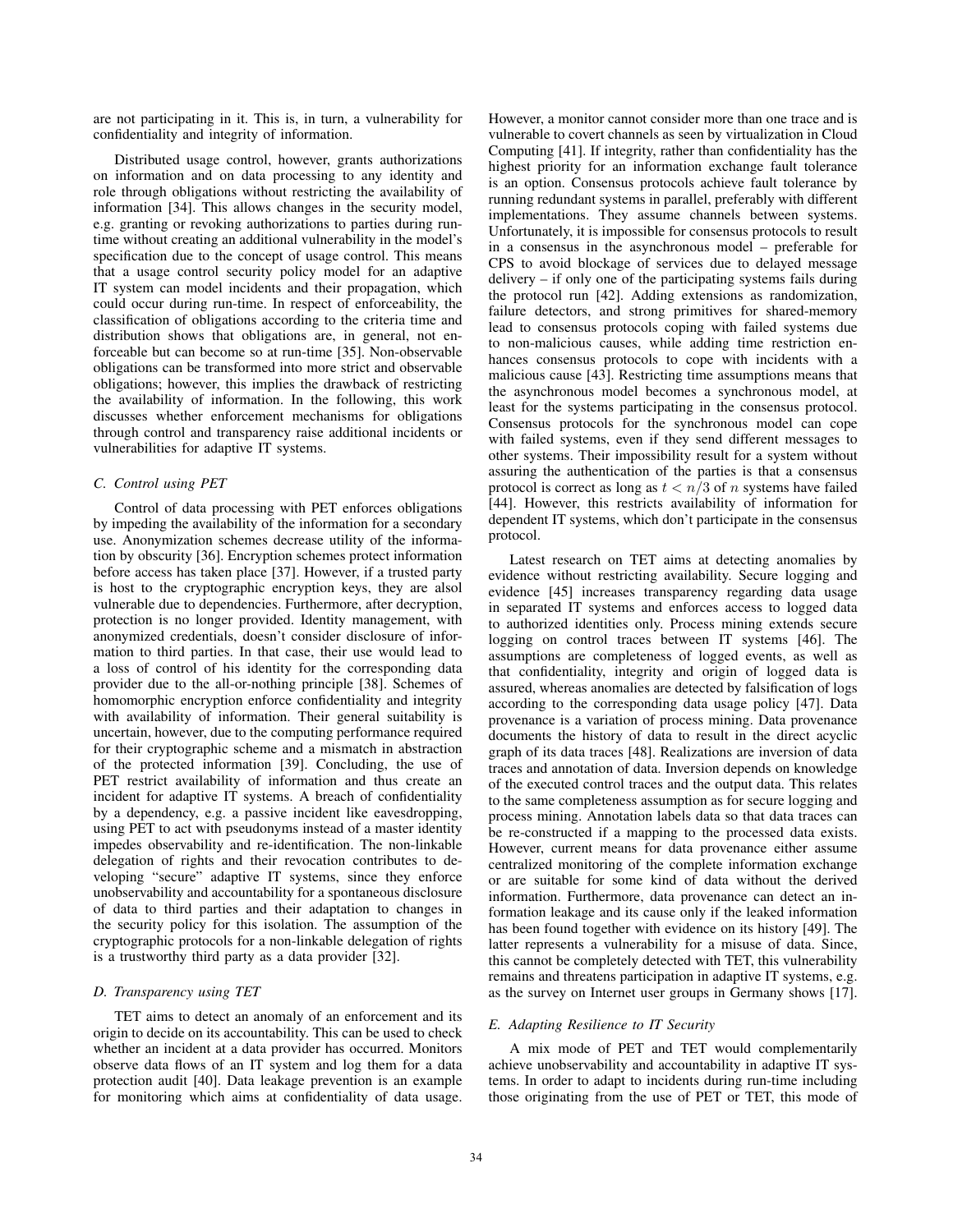are not participating in it. This is, in turn, a vulnerability for confidentiality and integrity of information.

Distributed usage control, however, grants authorizations on information and on data processing to any identity and role through obligations without restricting the availability of information [34]. This allows changes in the security model, e.g. granting or revoking authorizations to parties during run-time without creating an additional vulnerability in the model's specification due to the concept of usage control. This means that a usage control security policy model for an adaptive IT system can model incidents and their propagation, which could occur during run-time. In respect of enforceability, the classification of obligations according to the criteria time and distribution shows that obligations are, in general, not enforceable but can become so at run-time [35]. Non-observable obligations can be transformed into more strict and observable obligations; however, this implies the drawback of restricting the availability of information. In the following, this work discusses whether enforcement mechanisms for obligations through control and transparency raise additional incidents or vulnerabilities for adaptive IT systems.

### C. Control using PET

Control of data processing with PET enforces obligations by impeding the availability of the information for a secondary use. Anonymization schemes decrease utility of the information by obscurity [36]. Encryption schemes protect information before access has taken place [37]. However, if a trusted party is host to the cryptographic encryption keys, they are alsol vulnerable due to dependencies. Furthermore, after decryption, protection is no longer provided. Identity management, with anonymized credentials, doesn't consider disclosure of information to third parties. In that case, their use would lead to a loss of control of his identity for the corresponding data provider due to the all-or-nothing principle [38]. Schemes of homomorphic encryption enforce confidentiality and integrity with availability of information. Their general suitability is uncertain, however, due to the computing performance required for their cryptographic scheme and a mismatch in abstraction of the protected information [39]. Concluding, the use of PET restrict availability of information and thus create an incident for adaptive IT systems. A breach of confidentiality by a dependency, e.g. a passive incident like eavesdropping, using PET to act with pseudonyms instead of a master identity impedes observability and re-identification. The non-linkable delegation of rights and their revocation contributes to developing "secure" adaptive IT systems, since they enforce unobservability and accountability for a spontaneous disclosure of data to third parties and their adaptation to changes in the security policy for this isolation. The assumption of the cryptographic protocols for a non-linkable delegation of rights is a trustworthy third party as a data provider [32].

### D. Transparency using TET

TET aims to detect an anomaly of an enforcement and its origin to decide on its accountability. This can be used to check whether an incident at a data provider has occurred. Monitors observe data flows of an IT system and log them for a data protection audit [40]. Data leakage prevention is an example for monitoring which aims at confidentiality of data usage. However, a monitor cannot consider more than one trace and is vulnerable to covert channels as seen by virtualization in Cloud Computing [41]. If integrity, rather than confidentiality has the highest priority for an information exchange fault tolerance is an option. Consensus protocols achieve fault tolerance by running redundant systems in parallel, preferably with different implementations. They assume channels between systems. Unfortunately, it is impossible for consensus protocols to result in a consensus in the asynchronous model – preferable for CPS to avoid blockage of services due to delayed message delivery – if only one of the participating systems fails during the protocol run [42]. Adding extensions as randomization, failure detectors, and strong primitives for shared-memory lead to consensus protocols coping with failed systems due to non-malicious causes, while adding time restriction enhances consensus protocols to cope with incidents with a malicious cause [43]. Restricting time assumptions means that the asynchronous model becomes a synchronous model, at least for the systems participating in the consensus protocol. Consensus protocols for the synchronous model can cope with failed systems, even if they send different messages to other systems. Their impossibility result for a system without assuring the authentication of the parties is that a consensus protocol is correct as long as $t < n/3$ of $n$ systems have failed [44]. However, this restricts availability of information for dependent IT systems, which don't participate in the consensus protocol.

Latest research on TET aims at detecting anomalies by evidence without restricting availability. Secure logging and evidence [45] increases transparency regarding data usage in separated IT systems and enforces access to logged data to authorized identities only. Process mining extends secure logging on control traces between IT systems [46]. The assumptions are completeness of logged events, as well as that confidentiality, integrity and origin of logged data is assured, whereas anomalies are detected by falsification of logs according to the corresponding data usage policy [47]. Data provenance is a variation of process mining. Data provenance documents the history of data to result in the direct acyclic graph of its data traces [48]. Realizations are inversion of data traces and annotation of data. Inversion depends on knowledge of the executed control traces and the output data. This relates to the same completeness assumption as for secure logging and process mining. Annotation labels data so that data traces can be re-constructed if a mapping to the processed data exists. However, current means for data provenance either assume centralized monitoring of the complete information exchange or are suitable for some kind of data without the derived information. Furthermore, data provenance can detect an information leakage and its cause only if the leaked information has been found together with evidence on its history [49]. The latter represents a vulnerability for a misuse of data. Since, this cannot be completely detected with TET, this vulnerability remains and threatens participation in adaptive IT systems, e.g. as the survey on Internet user groups in Germany shows [17].

### E. Adapting Resilience to IT Security

A mix mode of PET and TET would complementarily achieve unobservability and accountability in adaptive IT systems. In order to adapt to incidents during run-time including those originating from the use of PET or TET, this mode of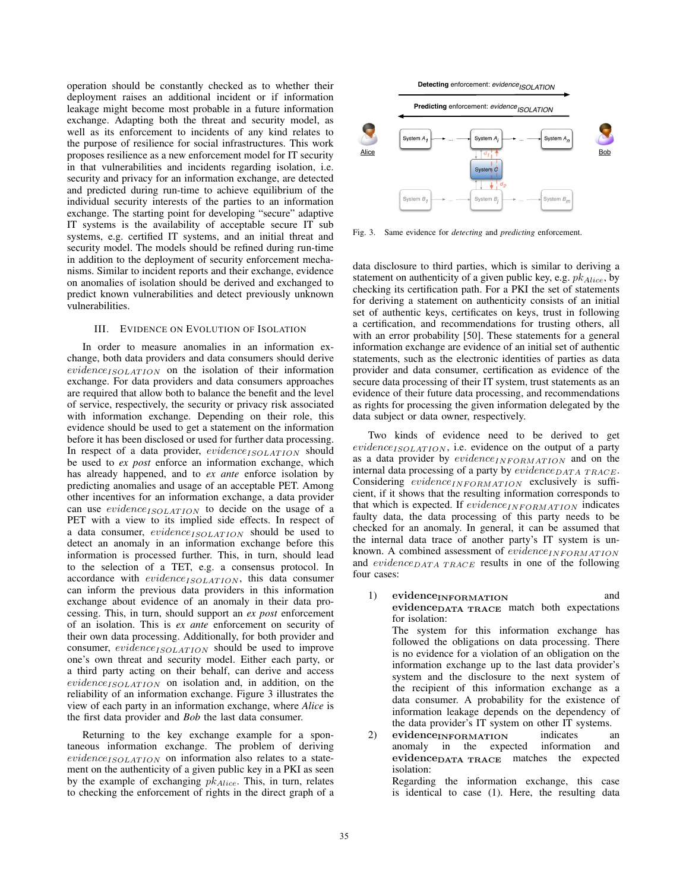operation should be constantly checked as to whether their deployment raises an additional incident or if information leakage might become most probable in a future information exchange. Adapting both the threat and security model, as well as its enforcement to incidents of any kind relates to the purpose of resilience for social infrastructures. This work proposes resilience as a new enforcement model for IT security in that vulnerabilities and incidents regarding isolation, i.e. security and privacy for an information exchange, are detected and predicted during run-time to achieve equilibrium of the individual security interests of the parties to an information exchange. The starting point for developing "secure" adaptive IT systems is the availability of acceptable secure IT sub systems, e.g. certified IT systems, and an initial threat and security model. The models should be refined during run-time in addition to the deployment of security enforcement mechanisms. Similar to incident reports and their exchange, evidence on anomalies of isolation should be derived and exchanged to predict known vulnerabilities and detect previously unknown vulnerabilities.

## III. Evidence on Evolution of Isolation

In order to measure anomalies in an information exchange, both data providers and data consumers should derive $evidence_{ISOLATION}$ on the isolation of their information exchange. For data providers and data consumers approaches are required that allow both to balance the benefit and the level of service, respectively, the security or privacy risk associated with information exchange. Depending on their role, this evidence should be used to get a statement on the information before it has been disclosed or used for further data processing. In respect of a data provider, $evidence_{ISOLATION}$ should be used to *ex post* enforce an information exchange, which has already happened, and to *ex ante* enforce isolation by predicting anomalies and usage of an acceptable PET. Among other incentives for an information exchange, a data provider can use $evidence_{ISOLATION}$ to decide on the usage of a PET with a view to its implied side effects. In respect of a data consumer, $evidence_{ISOLATION}$ should be used to detect an anomaly in an information exchange before this information is processed further. This, in turn, should lead to the selection of a TET, e.g. a consensus protocol. In accordance with $evidence_{ISOLATION}$, this data consumer can inform the previous data providers in this information exchange about evidence of an anomaly in their data processing. This, in turn, should support an *ex post* enforcement of an isolation. This is *ex ante* enforcement on security of their own data processing. Additionally, for both provider and consumer, $evidence_{ISOLATION}$ should be used to improve one's own threat and security model. Either each party, or a third party acting on their behalf, can derive and access $evidence_{ISOLATION}$ on isolation and, in addition, on the reliability of an information exchange. Figure 3 illustrates the view of each party in an information exchange, where *Alice* is the first data provider and *Bob* the last data consumer.

Returning to the key exchange example for a spontaneous information exchange. The problem of deriving $evidence_{ISOLATION}$ on information also relates to a statement on the authenticity of a given public key in a PKI as seen by the example of exchanging $pk_{Alice}$. This, in turn, relates to checking the enforcement of rights in the direct graph of a data disclosure to third parties, which is similar to deriving a statement on authenticity of a given public key, e.g. $pk_{Alice}$, by checking its certification path. For a PKI the set of statements for deriving a statement on authenticity consists of an initial set of authentic keys, certificates on keys, trust in following a certification, and recommendations for trusting others, all with an error probability [50]. These statements for a general information exchange are evidence of an initial set of authentic statements, such as the electronic identities of parties as data provider and data consumer, certification as evidence of the secure data processing of their IT system, trust statements as an evidence of their future data processing, and recommendations as rights for processing the given information delegated by the data subject or data owner, respectively.

Detecting enforcement: $evidence_{ISOLATION}$

Predicting enforcement: $evidence_{ISOLATION}$

Alice

System $A_1$

System $A_i$

System $A_n$

Bob

$d_1$

System $C$

$d_2$

System $B_1$

System $B_j$

System $B_m$

Fig. 3. Same evidence for *detecting* and *predicting* enforcement.

Two kinds of evidence need to be derived to get $evidence_{ISOLATION}$, i.e. evidence on the output of a party as a data provider by $evidence_{INFORMATION}$ and on the internal data processing of a party by $evidence_{DATA\ TRACE}$. Considering $evidence_{INFORMATION}$ exclusively is sufficient, if it shows that the resulting information corresponds to that which is expected. If $evidence_{INFORMATION}$ indicates faulty data, the data processing of this party needs to be checked for an anomaly. In general, it can be assumed that the internal data trace of another party's IT system is unknown. A combined assessment of $evidence_{INFORMATION}$ and $evidence_{DATA\ TRACE}$ results in one of the following four cases:

1) $\textbf{evidence}_{\textbf{INFORMATION}}$ and $\textbf{evidence}_{\textbf{DATA TRACE}}$ match both expectations for isolation:
   The system for this information exchange has followed the obligations on data processing. There is no evidence for a violation of an obligation on the information exchange up to the last data provider's system and the disclosure to the next system of the recipient of this information exchange as a data consumer. A probability for the existence of information leakage depends on the dependency of the data provider's IT system on other IT systems.
2) $\textbf{evidence}_{\textbf{INFORMATION}}$ indicates an anomaly in the expected information and $\textbf{evidence}_{\textbf{DATA TRACE}}$ matches the expected isolation:
   Regarding the information exchange, this case is identical to case (1). Here, the resulting data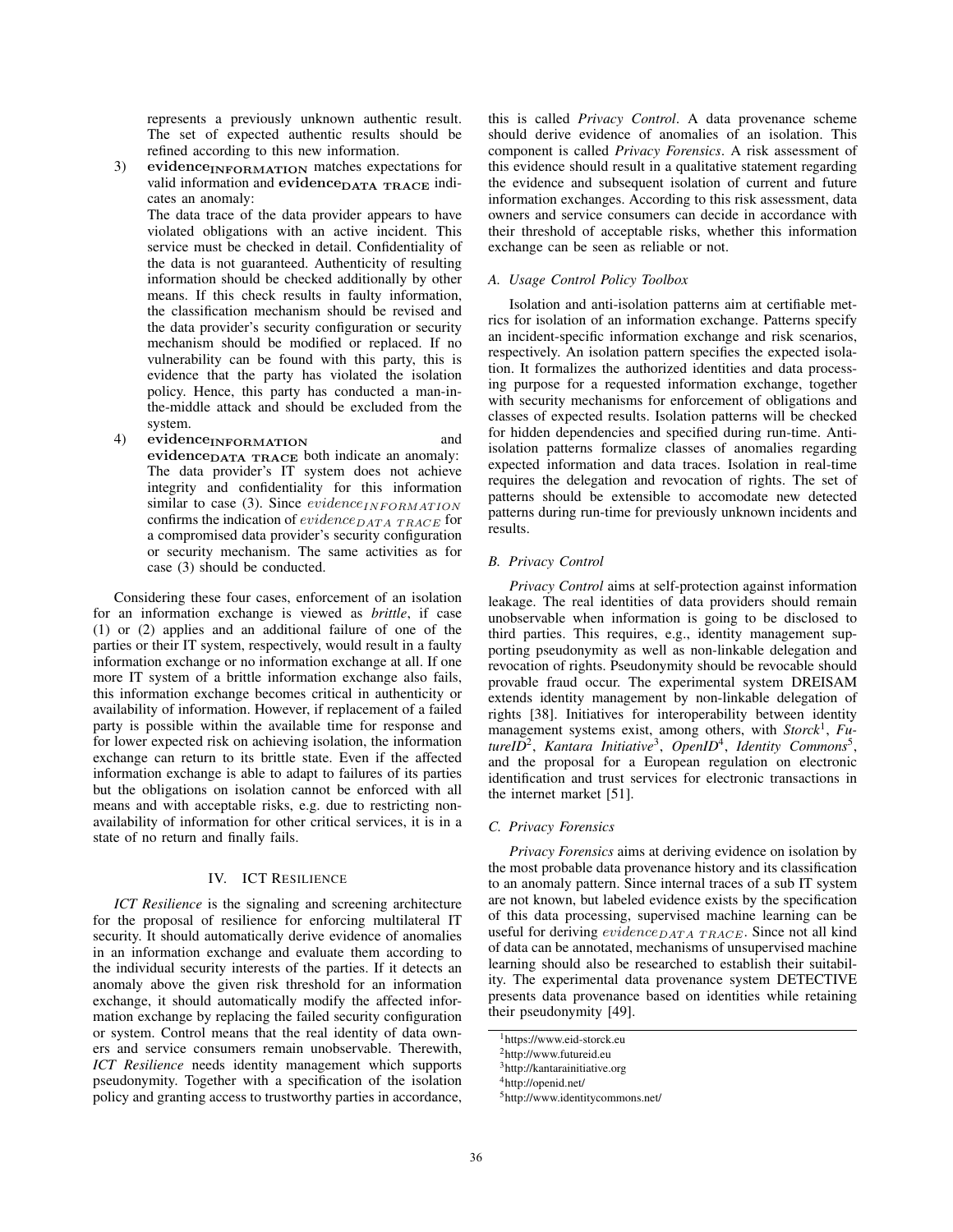represents a previously unknown authentic result. The set of expected authentic results should be refined according to this new information.

3) **evidence$_{\text{INFORMATION}}$** matches expectations for valid information and **evidence$_{\text{DATA TRACE}}$** indicates an anomaly:
   The data trace of the data provider appears to have violated obligations with an active incident. This service must be checked in detail. Confidentiality of the data is not guaranteed. Authenticity of resulting information should be checked additionally by other means. If this check results in faulty information, the classification mechanism should be revised and the data provider's security configuration or security mechanism should be modified or replaced. If no vulnerability can be found with this party, this is evidence that the party has violated the isolation policy. Hence, this party has conducted a man-in-the-middle attack and should be excluded from the system.

4) **evidence$_{\text{INFORMATION}}$** and **evidence$_{\text{DATA TRACE}}$** both indicate an anomaly:
   The data provider's IT system does not achieve integrity and confidentiality for this information similar to case (3). Since $evidence_{INFORMATION}$ confirms the indication of $evidence_{DATA\ TRACE}$ for a compromised data provider's security configuration or security mechanism. The same activities as for case (3) should be conducted.

Considering these four cases, enforcement of an isolation for an information exchange is viewed as *brittle*, if case (1) or (2) applies and an additional failure of one of the parties or their IT system, respectively, would result in a faulty information exchange or no information exchange at all. If one more IT system of a brittle information exchange also fails, this information exchange becomes critical in authenticity or availability of information. However, if replacement of a failed party is possible within the available time for response and for lower expected risk on achieving isolation, the information exchange can return to its brittle state. Even if the affected information exchange is able to adapt to failures of its parties but the obligations on isolation cannot be enforced with all means and with acceptable risks, e.g. due to restricting non-availability of information for other critical services, it is in a state of no return and finally fails.

## IV. ICT Resilience

*ICT Resilience* is the signaling and screening architecture for the proposal of resilience for enforcing multilateral IT security. It should automatically derive evidence of anomalies in an information exchange and evaluate them according to the individual security interests of the parties. If it detects an anomaly above the given risk threshold for an information exchange, it should automatically modify the affected information exchange by replacing the failed security configuration or system. Control means that the real identity of data owners and service consumers remain unobservable. Therewith, *ICT Resilience* needs identity management which supports pseudonymity. Together with a specification of the isolation policy and granting access to trustworthy parties in accordance, this is called *Privacy Control*. A data provenance scheme should derive evidence of anomalies of an isolation. This component is called *Privacy Forensics*. A risk assessment of this evidence should result in a qualitative statement regarding the evidence and subsequent isolation of current and future information exchanges. According to this risk assessment, data owners and service consumers can decide in accordance with their threshold of acceptable risks, whether this information exchange can be seen as reliable or not.

### A. Usage Control Policy Toolbox

Isolation and anti-isolation patterns aim at certifiable metrics for isolation of an information exchange. Patterns specify an incident-specific information exchange and risk scenarios, respectively. An isolation pattern specifies the expected isolation. It formalizes the authorized identities and data processing purpose for a requested information exchange, together with security mechanisms for enforcement of obligations and classes of expected results. Isolation patterns will be checked for hidden dependencies and specified during run-time. Anti-isolation patterns formalize classes of anomalies regarding expected information and data traces. Isolation in real-time requires the delegation and revocation of rights. The set of patterns should be extensible to accomodate new detected patterns during run-time for previously unknown incidents and results.

### B. Privacy Control

*Privacy Control* aims at self-protection against information leakage. The real identities of data providers should remain unobservable when information is going to be disclosed to third parties. This requires, e.g., identity management supporting pseudonymity as well as non-linkable delegation and revocation of rights. Pseudonymity should be revocable should provable fraud occur. The experimental system DREISAM extends identity management by non-linkable delegation of rights [38]. Initiatives for interoperability between identity management systems exist, among others, with *Storck*[1], *FutureID*[2], *Kantara Initiative*[3], *OpenID*[4], *Identity Commons*[5], and the proposal for a European regulation on electronic identification and trust services for electronic transactions in the internet market [51].

### C. Privacy Forensics

*Privacy Forensics* aims at deriving evidence on isolation by the most probable data provenance history and its classification to an anomaly pattern. Since internal traces of a sub IT system are not known, but labeled evidence exists by the specification of this data processing, supervised machine learning can be useful for deriving $evidence_{DATA\ TRACE}$. Since not all kind of data can be annotated, mechanisms of unsupervised machine learning should also be researched to establish their suitability. The experimental data provenance system DETECTIVE presents data provenance based on identities while retaining their pseudonymity [49].

[1] https://www.eid-storck.eu
[2] http://www.futureid.eu
[3] http://kantarainitiative.org
[4] http://openid.net/
[5] http://www.identitycommons.net/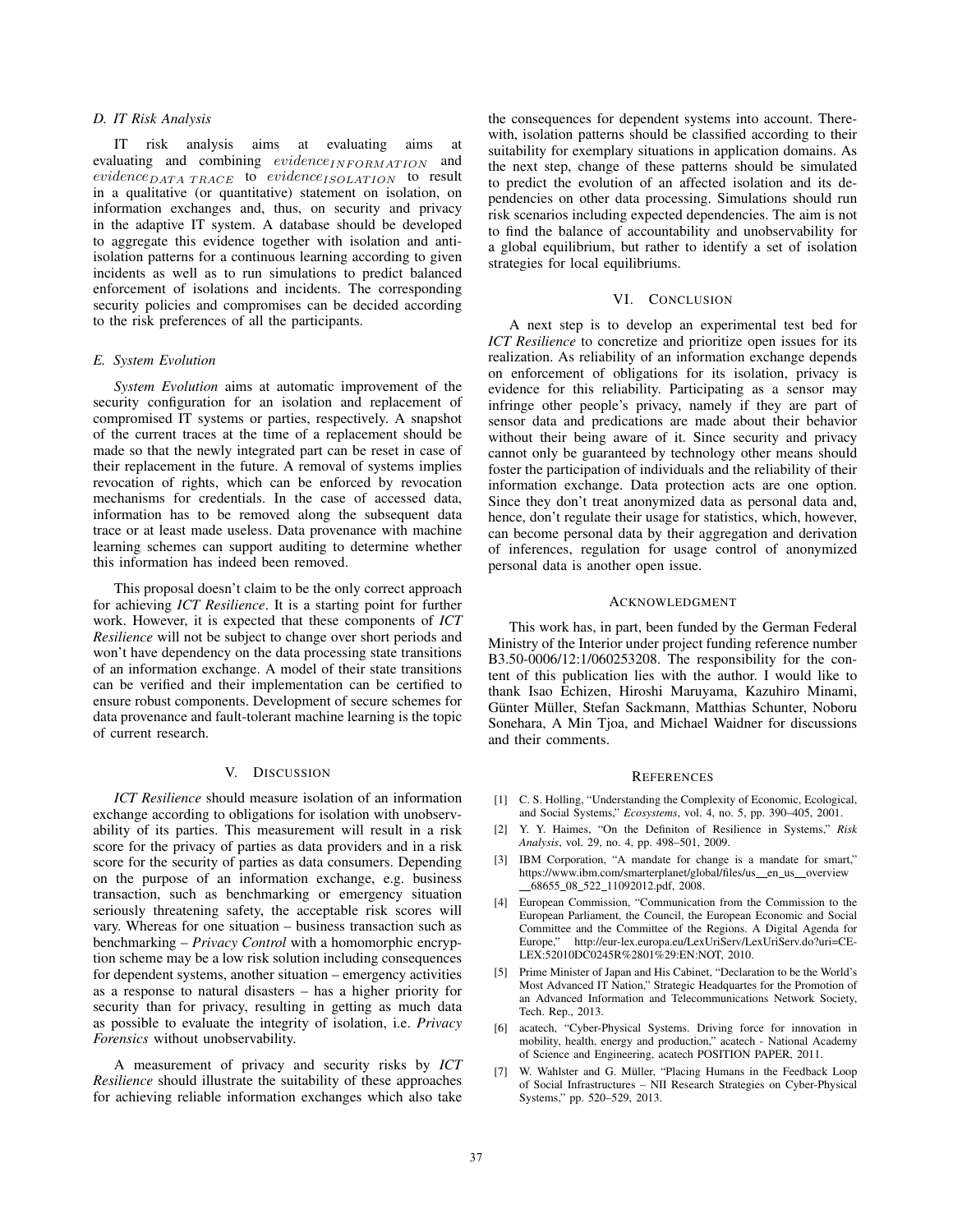### D. IT Risk Analysis

IT risk analysis aims at evaluating aims at evaluating and combining $evidence_{INFORMATION}$ and $evidence_{DATA\ TRACE}$ to $evidence_{ISOLATION}$ to result in a qualitative (or quantitative) statement on isolation, on information exchanges and, thus, on security and privacy in the adaptive IT system. A database should be developed to aggregate this evidence together with isolation and anti-isolation patterns for a continuous learning according to given incidents as well as to run simulations to predict balanced enforcement of isolations and incidents. The corresponding security policies and compromises can be decided according to the risk preferences of all the participants.

### E. System Evolution

*System Evolution* aims at automatic improvement of the security configuration for an isolation and replacement of compromised IT systems or parties, respectively. A snapshot of the current traces at the time of a replacement should be made so that the newly integrated part can be reset in case of their replacement in the future. A removal of systems implies revocation of rights, which can be enforced by revocation mechanisms for credentials. In the case of accessed data, information has to be removed along the subsequent data trace or at least made useless. Data provenance with machine learning schemes can support auditing to determine whether this information has indeed been removed.

This proposal doesn't claim to be the only correct approach for achieving *ICT Resilience*. It is a starting point for further work. However, it is expected that these components of *ICT Resilience* will not be subject to change over short periods and won't have dependency on the data processing state transitions of an information exchange. A model of their state transitions can be verified and their implementation can be certified to ensure robust components. Development of secure schemes for data provenance and fault-tolerant machine learning is the topic of current research.

## V. Discussion

*ICT Resilience* should measure isolation of an information exchange according to obligations for isolation with unobservability of its parties. This measurement will result in a risk score for the privacy of parties as data providers and in a risk score for the security of parties as data consumers. Depending on the purpose of an information exchange, e.g. business transaction, such as benchmarking or emergency situation seriously threatening safety, the acceptable risk scores will vary. Whereas for one situation – business transaction such as benchmarking – *Privacy Control* with a homomorphic encryption scheme may be a low risk solution including consequences for dependent systems, another situation – emergency activities as a response to natural disasters – has a higher priority for security than for privacy, resulting in getting as much data as possible to evaluate the integrity of isolation, i.e. *Privacy Forensics* without unobservability.

A measurement of privacy and security risks by *ICT Resilience* should illustrate the suitability of these approaches for achieving reliable information exchanges which also take the consequences for dependent systems into account. Therewith, isolation patterns should be classified according to their suitability for exemplary situations in application domains. As the next step, change of these patterns should be simulated to predict the evolution of an affected isolation and its dependencies on other data processing. Simulations should run risk scenarios including expected dependencies. The aim is not to find the balance of accountability and unobservability for a global equilibrium, but rather to identify a set of isolation strategies for local equilibriums.

## VI. Conclusion

A next step is to develop an experimental test bed for *ICT Resilience* to concretize and prioritize open issues for its realization. As reliability of an information exchange depends on enforcement of obligations for its isolation, privacy is evidence for this reliability. Participating as a sensor may infringe other people's privacy, namely if they are part of sensor data and predications are made about their behavior without their being aware of it. Since security and privacy cannot only be guaranteed by technology other means should foster the participation of individuals and the reliability of their information exchange. Data protection acts are one option. Since they don't treat anonymized data as personal data and, hence, don't regulate their usage for statistics, which, however, can become personal data by their aggregation and derivation of inferences, regulation for usage control of anonymized personal data is another open issue.

## Acknowledgment

This work has, in part, been funded by the German Federal Ministry of the Interior under project funding reference number B3.50-0006/12:1/060253208. The responsibility for the content of this publication lies with the author. I would like to thank Isao Echizen, Hiroshi Maruyama, Kazuhiro Minami, Günter Müller, Stefan Sackmann, Matthias Schunter, Noboru Sonehara, A Min Tjoa, and Michael Waidner for discussions and their comments.

## References

[1] C. S. Holling, "Understanding the Complexity of Economic, Ecological, and Social Systems," *Ecosystems*, vol. 4, no. 5, pp. 390–405, 2001.

[2] Y. Y. Haimes, "On the Definiton of Resilience in Systems," *Risk Analysis*, vol. 29, no. 4, pp. 498–501, 2009.

[3] IBM Corporation, "A mandate for change is a mandate for smart," https://www.ibm.com/smarterplanet/global/files/us__en_us__overview__68655_08_522_11092012.pdf, 2008.

[4] European Commission, "Communication from the Commission to the European Parliament, the Council, the European Economic and Social Committee and the Committee of the Regions. A Digital Agenda for Europe," http://eur-lex.europa.eu/LexUriServ/LexUriServ.do?uri=CELEX:52010DC0245R%2801%29:EN:NOT, 2010.

[5] Prime Minister of Japan and His Cabinet, "Declaration to be the World's Most Advanced IT Nation," Strategic Headquartes for the Promotion of an Advanced Information and Telecommunications Network Society, Tech. Rep., 2013.

[6] acatech, "Cyber-Physical Systems. Driving force for innovation in mobility, health, energy and production," acatech - National Academy of Science and Engineering, acatech POSITION PAPER, 2011.

[7] W. Wahlster and G. Müller, "Placing Humans in the Feedback Loop of Social Infrastructures – NII Research Strategies on Cyber-Physical Systems," pp. 520–529, 2013.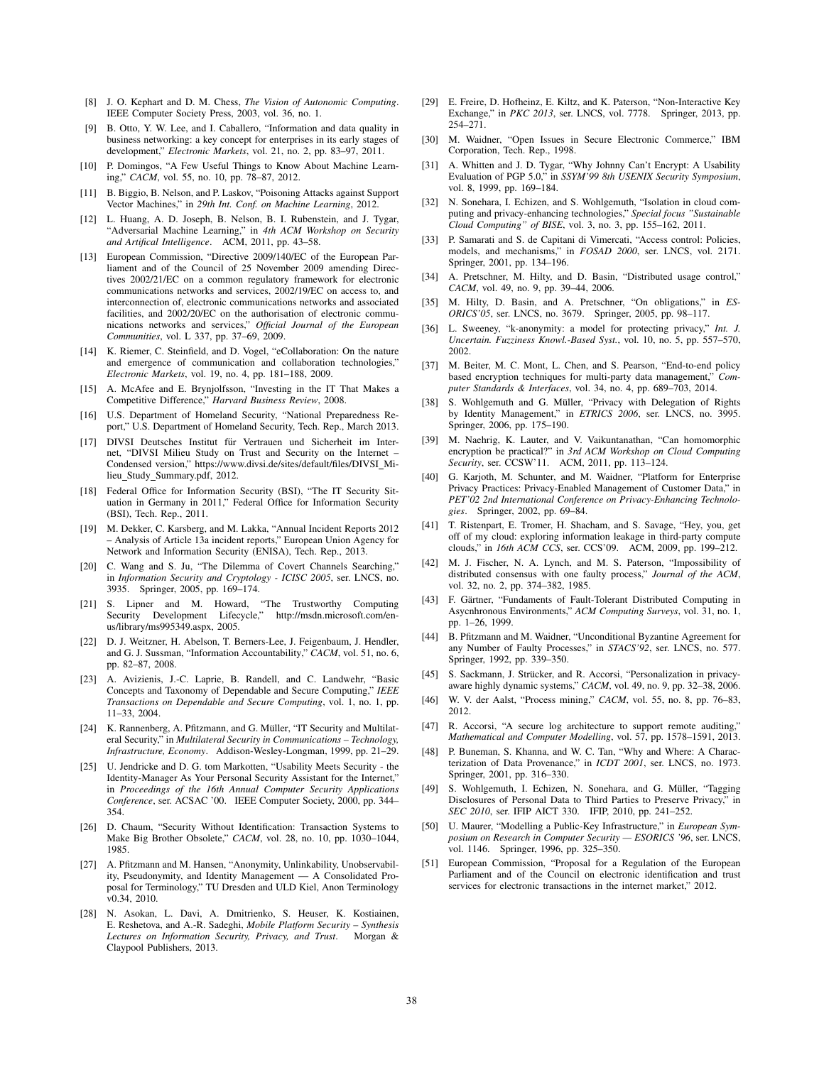[8] J. O. Kephart and D. M. Chess, *The Vision of Autonomic Computing*. IEEE Computer Society Press, 2003, vol. 36, no. 1.

[9] B. Otto, Y. W. Lee, and I. Caballero, "Information and data quality in business networking: a key concept for enterprises in its early stages of development," *Electronic Markets*, vol. 21, no. 2, pp. 83–97, 2011.

[10] P. Domingos, "A Few Useful Things to Know About Machine Learning," *CACM*, vol. 55, no. 10, pp. 78–87, 2012.

[11] B. Biggio, B. Nelson, and P. Laskov, "Poisoning Attacks against Support Vector Machines," in *29th Int. Conf. on Machine Learning*, 2012.

[12] L. Huang, A. D. Joseph, B. Nelson, B. I. Rubenstein, and J. Tygar, "Adversarial Machine Learning," in *4th ACM Workshop on Security and Artifical Intelligence*. ACM, 2011, pp. 43–58.

[13] European Commission, "Directive 2009/140/EC of the European Parliament and of the Council of 25 November 2009 amending Directives 2002/21/EC on a common regulatory framework for electronic communications networks and services, 2002/19/EC on access to, and interconnection of, electronic communications networks and associated facilities, and 2002/20/EC on the authorisation of electronic communications networks and services," *Official Journal of the European Communities*, vol. L 337, pp. 37–69, 2009.

[14] K. Riemer, C. Steinfield, and D. Vogel, "eCollaboration: On the nature and emergence of communication and collaboration technologies," *Electronic Markets*, vol. 19, no. 4, pp. 181–188, 2009.

[15] A. McAfee and E. Brynjolfsson, "Investing in the IT That Makes a Competitive Difference," *Harvard Business Review*, 2008.

[16] U.S. Department of Homeland Security, "National Preparedness Report," U.S. Department of Homeland Security, Tech. Rep., March 2013.

[17] DIVSI Deutsches Institut für Vertrauen und Sicherheit im Internet, "DIVSI Milieu Study on Trust and Security on the Internet – Condensed version," https://www.divsi.de/sites/default/files/DIVSI_Milieu_Study_Summary.pdf, 2012.

[18] Federal Office for Information Security (BSI), "The IT Security Situation in Germany in 2011," Federal Office for Information Security (BSI), Tech. Rep., 2011.

[19] M. Dekker, C. Karsberg, and M. Lakka, "Annual Incident Reports 2012 – Analysis of Article 13a incident reports," European Union Agency for Network and Information Security (ENISA), Tech. Rep., 2013.

[20] C. Wang and S. Ju, "The Dilemma of Covert Channels Searching," in *Information Security and Cryptology - ICISC 2005*, ser. LNCS, no. 3935. Springer, 2005, pp. 169–174.

[21] S. Lipner and M. Howard, "The Trustworthy Computing Security Development Lifecycle," http://msdn.microsoft.com/en-us/library/ms995349.aspx, 2005.

[22] D. J. Weitzner, H. Abelson, T. Berners-Lee, J. Feigenbaum, J. Hendler, and G. J. Sussman, "Information Accountability," *CACM*, vol. 51, no. 6, pp. 82–87, 2008.

[23] A. Avizienis, J.-C. Laprie, B. Randell, and C. Landwehr, "Basic Concepts and Taxonomy of Dependable and Secure Computing," *IEEE Transactions on Dependable and Secure Computing*, vol. 1, no. 1, pp. 11–33, 2004.

[24] K. Rannenberg, A. Pfitzmann, and G. Müller, "IT Security and Multilateral Security," in *Multilateral Security in Communications – Technology, Infrastructure, Economy*. Addison-Wesley-Longman, 1999, pp. 21–29.

[25] U. Jendricke and D. G. tom Markotten, "Usability Meets Security - the Identity-Manager As Your Personal Security Assistant for the Internet," in *Proceedings of the 16th Annual Computer Security Applications Conference*, ser. ACSAC '00. IEEE Computer Society, 2000, pp. 344–354.

[26] D. Chaum, "Security Without Identification: Transaction Systems to Make Big Brother Obsolete," *CACM*, vol. 28, no. 10, pp. 1030–1044, 1985.

[27] A. Pfitzmann and M. Hansen, "Anonymity, Unlinkability, Unobservability, Pseudonymity, and Identity Management — A Consolidated Proposal for Terminology," TU Dresden and ULD Kiel, Anon Terminology v0.34, 2010.

[28] N. Asokan, L. Davi, A. Dmitrienko, S. Heuser, K. Kostiainen, E. Reshetova, and A.-R. Sadeghi, *Mobile Platform Security – Synthesis Lectures on Information Security, Privacy, and Trust*. Morgan & Claypool Publishers, 2013.

[29] E. Freire, D. Hofheinz, E. Kiltz, and K. Paterson, "Non-Interactive Key Exchange," in *PKC 2013*, ser. LNCS, vol. 7778. Springer, 2013, pp. 254–271.

[30] M. Waidner, "Open Issues in Secure Electronic Commerce," IBM Corporation, Tech. Rep., 1998.

[31] A. Whitten and J. D. Tygar, "Why Johnny Can't Encrypt: A Usability Evaluation of PGP 5.0," in *SSYM'99 8th USENIX Security Symposium*, vol. 8, 1999, pp. 169–184.

[32] N. Sonehara, I. Echizen, and S. Wohlgemuth, "Isolation in cloud computing and privacy-enhancing technologies," *Special focus "Sustainable Cloud Computing" of BISE*, vol. 3, no. 3, pp. 155–162, 2011.

[33] P. Samarati and S. de Capitani di Vimercati, "Access control: Policies, models, and mechanisms," in *FOSAD 2000*, ser. LNCS, vol. 2171. Springer, 2001, pp. 134–196.

[34] A. Pretschner, M. Hilty, and D. Basin, "Distributed usage control," *CACM*, vol. 49, no. 9, pp. 39–44, 2006.

[35] M. Hilty, D. Basin, and A. Pretschner, "On obligations," in *ESORICS'05*, ser. LNCS, no. 3679. Springer, 2005, pp. 98–117.

[36] L. Sweeney, "k-anonymity: a model for protecting privacy," *Int. J. Uncertain. Fuzziness Knowl.-Based Syst.*, vol. 10, no. 5, pp. 557–570, 2002.

[37] M. Beiter, M. C. Mont, L. Chen, and S. Pearson, "End-to-end policy based encryption techniques for multi-party data management," *Computer Standards & Interfaces*, vol. 34, no. 4, pp. 689–703, 2014.

[38] S. Wohlgemuth and G. Müller, "Privacy with Delegation of Rights by Identity Management," in *ETRICS 2006*, ser. LNCS, no. 3995. Springer, 2006, pp. 175–190.

[39] M. Naehrig, K. Lauter, and V. Vaikuntanathan, "Can homomorphic encryption be practical?" in *3rd ACM Workshop on Cloud Computing Security*, ser. CCSW'11. ACM, 2011, pp. 113–124.

[40] G. Karjoth, M. Schunter, and M. Waidner, "Platform for Enterprise Privacy Practices: Privacy-Enabled Management of Customer Data," in *PET'02 2nd International Conference on Privacy-Enhancing Technologies*. Springer, 2002, pp. 69–84.

[41] T. Ristenpart, E. Tromer, H. Shacham, and S. Savage, "Hey, you, get off of my cloud: exploring information leakage in third-party compute clouds," in *16th ACM CCS*, ser. CCS'09. ACM, 2009, pp. 199–212.

[42] M. J. Fischer, N. A. Lynch, and M. S. Paterson, "Impossibility of distributed consensus with one faulty process," *Journal of the ACM*, vol. 32, no. 2, pp. 374–382, 1985.

[43] F. Gärtner, "Fundaments of Fault-Tolerant Distributed Computing in Asycnhronous Environments," *ACM Computing Surveys*, vol. 31, no. 1, pp. 1–26, 1999.

[44] B. Pfitzmann and M. Waidner, "Unconditional Byzantine Agreement for any Number of Faulty Processes," in *STACS'92*, ser. LNCS, no. 577. Springer, 1992, pp. 339–350.

[45] S. Sackmann, J. Strücker, and R. Accorsi, "Personalization in privacy-aware highly dynamic systems," *CACM*, vol. 49, no. 9, pp. 32–38, 2006.

[46] W. V. der Aalst, "Process mining," *CACM*, vol. 55, no. 8, pp. 76–83, 2012.

[47] R. Accorsi, "A secure log architecture to support remote auditing," *Mathematical and Computer Modelling*, vol. 57, pp. 1578–1591, 2013.

[48] P. Buneman, S. Khanna, and W. C. Tan, "Why and Where: A Characterization of Data Provenance," in *ICDT 2001*, ser. LNCS, no. 1973. Springer, 2001, pp. 316–330.

[49] S. Wohlgemuth, I. Echizen, N. Sonehara, and G. Müller, "Tagging Disclosures of Personal Data to Third Parties to Preserve Privacy," in *SEC 2010*, ser. IFIP AICT 330. IFIP, 2010, pp. 241–252.

[50] U. Maurer, "Modelling a Public-Key Infrastructure," in *European Symposium on Research in Computer Security — ESORICS '96*, ser. LNCS, vol. 1146. Springer, 1996, pp. 325–350.

[51] European Commission, "Proposal for a Regulation of the European Parliament and of the Council on electronic identification and trust services for electronic transactions in the internet market," 2012.